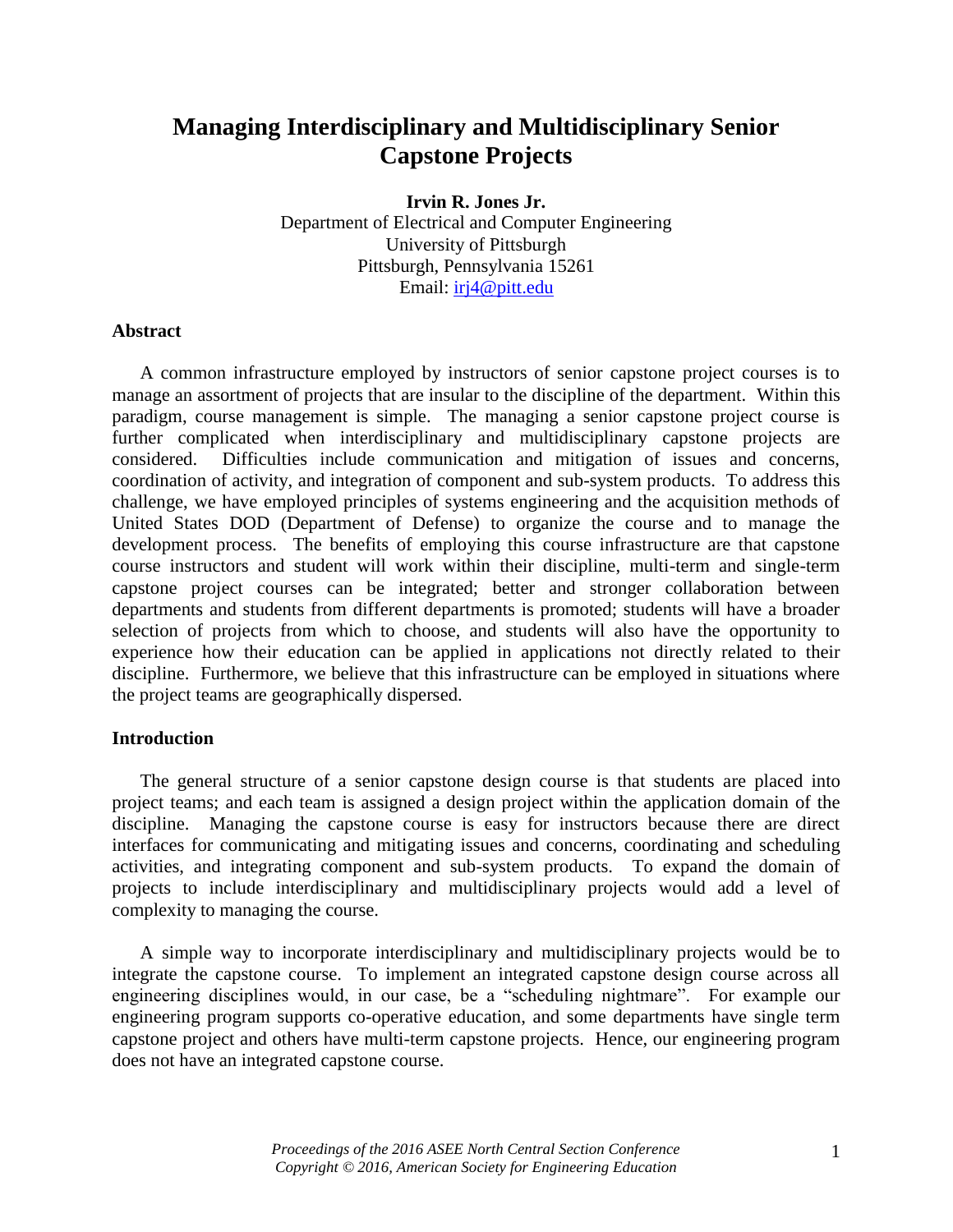# Managing Interdisciplinary and Multidisciplinary Senior Capstone Projects

**Irvin R. Jones Jr.**
Department of Electrical and Computer Engineering
University of Pittsburgh
Pittsburgh, Pennsylvania 15261
Email: irj4@pitt.edu

## Abstract

A common infrastructure employed by instructors of senior capstone project courses is to manage an assortment of projects that are insular to the discipline of the department. Within this paradigm, course management is simple. The managing a senior capstone project course is further complicated when interdisciplinary and multidisciplinary capstone projects are considered. Difficulties include communication and mitigation of issues and concerns, coordination of activity, and integration of component and sub-system products. To address this challenge, we have employed principles of systems engineering and the acquisition methods of United States DOD (Department of Defense) to organize the course and to manage the development process. The benefits of employing this course infrastructure are that capstone course instructors and student will work within their discipline, multi-term and single-term capstone project courses can be integrated; better and stronger collaboration between departments and students from different departments is promoted; students will have a broader selection of projects from which to choose, and students will also have the opportunity to experience how their education can be applied in applications not directly related to their discipline. Furthermore, we believe that this infrastructure can be employed in situations where the project teams are geographically dispersed.

## Introduction

The general structure of a senior capstone design course is that students are placed into project teams; and each team is assigned a design project within the application domain of the discipline. Managing the capstone course is easy for instructors because there are direct interfaces for communicating and mitigating issues and concerns, coordinating and scheduling activities, and integrating component and sub-system products. To expand the domain of projects to include interdisciplinary and multidisciplinary projects would add a level of complexity to managing the course.

A simple way to incorporate interdisciplinary and multidisciplinary projects would be to integrate the capstone course. To implement an integrated capstone design course across all engineering disciplines would, in our case, be a "scheduling nightmare". For example our engineering program supports co-operative education, and some departments have single term capstone project and others have multi-term capstone projects. Hence, our engineering program does not have an integrated capstone course.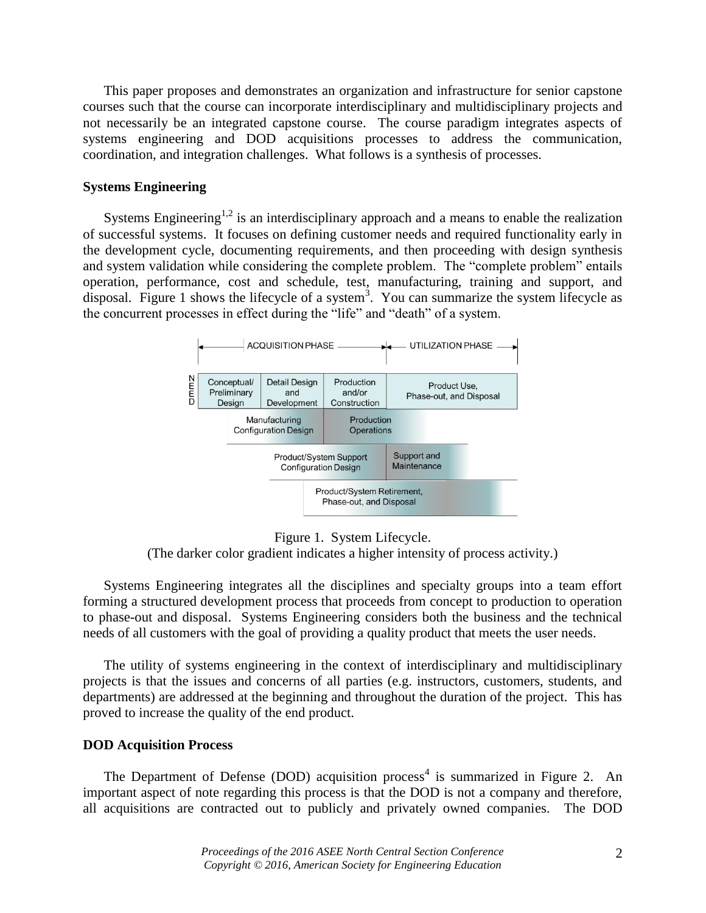This paper proposes and demonstrates an organization and infrastructure for senior capstone courses such that the course can incorporate interdisciplinary and multidisciplinary projects and not necessarily be an integrated capstone course. The course paradigm integrates aspects of systems engineering and DOD acquisitions processes to address the communication, coordination, and integration challenges. What follows is a synthesis of processes.

**Systems Engineering**

Systems Engineering[1,2] is an interdisciplinary approach and a means to enable the realization of successful systems. It focuses on defining customer needs and required functionality early in the development cycle, documenting requirements, and then proceeding with design synthesis and system validation while considering the complete problem. The "complete problem" entails operation, performance, cost and schedule, test, manufacturing, training and support, and disposal. Figure 1 shows the lifecycle of a system[3]. You can summarize the system lifecycle as the concurrent processes in effect during the "life" and "death" of a system.

Figure 1. System Lifecycle.
(The darker color gradient indicates a higher intensity of process activity.)

Systems Engineering integrates all the disciplines and specialty groups into a team effort forming a structured development process that proceeds from concept to production to operation to phase-out and disposal. Systems Engineering considers both the business and the technical needs of all customers with the goal of providing a quality product that meets the user needs.

The utility of systems engineering in the context of interdisciplinary and multidisciplinary projects is that the issues and concerns of all parties (e.g. instructors, customers, students, and departments) are addressed at the beginning and throughout the duration of the project. This has proved to increase the quality of the end product.

**DOD Acquisition Process**

The Department of Defense (DOD) acquisition process[4] is summarized in Figure 2. An important aspect of note regarding this process is that the DOD is not a company and therefore, all acquisitions are contracted out to publicly and privately owned companies. The DOD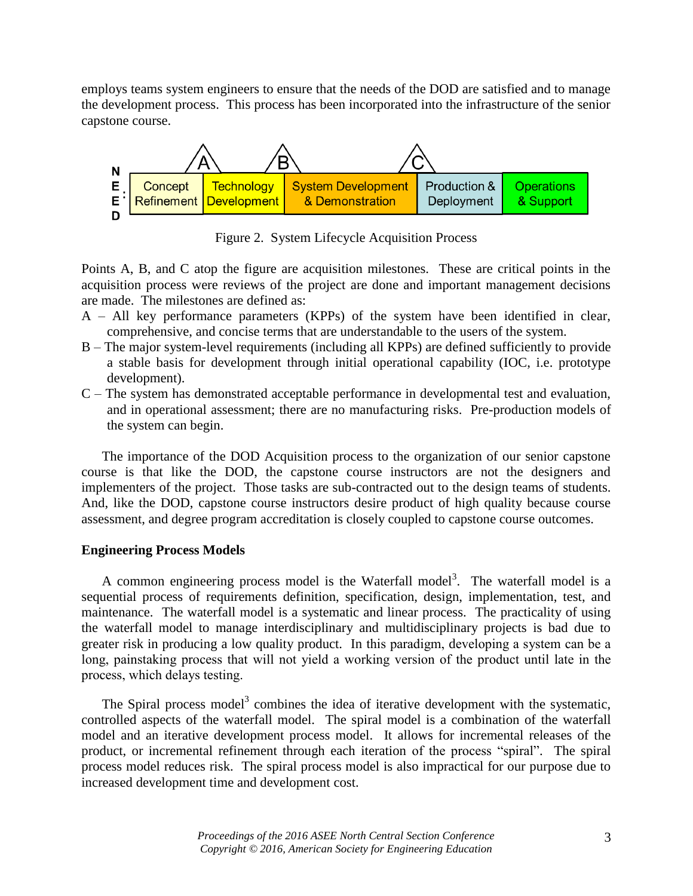employs teams system engineers to ensure that the needs of the DOD are satisfied and to manage the development process. This process has been incorporated into the infrastructure of the senior capstone course.

| NEED: | Concept Refinement | Technology Development | System Development & Demonstration | Production & Deployment | Operations & Support |
|---|---|---|---|---|---|

Figure 2. System Lifecycle Acquisition Process

Points A, B, and C atop the figure are acquisition milestones. These are critical points in the acquisition process were reviews of the project are done and important management decisions are made. The milestones are defined as:

A – All key performance parameters (KPPs) of the system have been identified in clear, comprehensive, and concise terms that are understandable to the users of the system.

B – The major system-level requirements (including all KPPs) are defined sufficiently to provide a stable basis for development through initial operational capability (IOC, i.e. prototype development).

C – The system has demonstrated acceptable performance in developmental test and evaluation, and in operational assessment; there are no manufacturing risks. Pre-production models of the system can begin.

The importance of the DOD Acquisition process to the organization of our senior capstone course is that like the DOD, the capstone course instructors are not the designers and implementers of the project. Those tasks are sub-contracted out to the design teams of students. And, like the DOD, capstone course instructors desire product of high quality because course assessment, and degree program accreditation is closely coupled to capstone course outcomes.

**Engineering Process Models**

A common engineering process model is the Waterfall model[3]. The waterfall model is a sequential process of requirements definition, specification, design, implementation, test, and maintenance. The waterfall model is a systematic and linear process. The practicality of using the waterfall model to manage interdisciplinary and multidisciplinary projects is bad due to greater risk in producing a low quality product. In this paradigm, developing a system can be a long, painstaking process that will not yield a working version of the product until late in the process, which delays testing.

The Spiral process model[3] combines the idea of iterative development with the systematic, controlled aspects of the waterfall model. The spiral model is a combination of the waterfall model and an iterative development process model. It allows for incremental releases of the product, or incremental refinement through each iteration of the process "spiral". The spiral process model reduces risk. The spiral process model is also impractical for our purpose due to increased development time and development cost.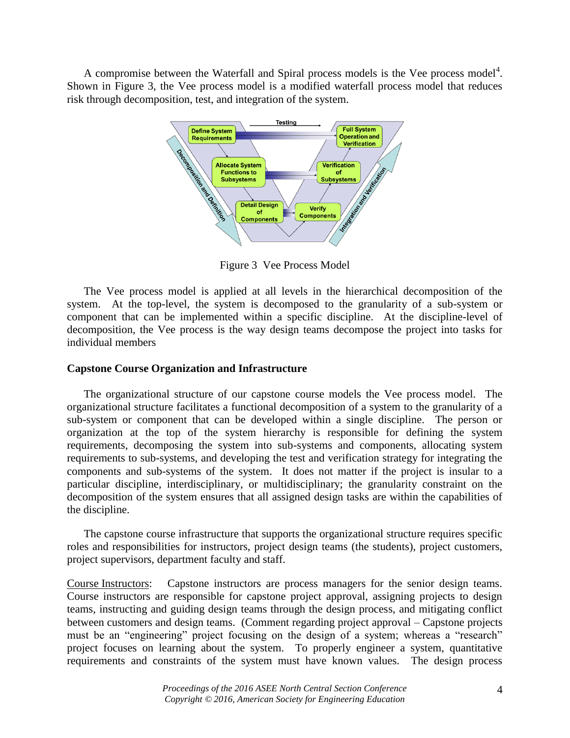A compromise between the Waterfall and Spiral process models is the Vee process model[4]. Shown in Figure 3, the Vee process model is a modified waterfall process model that reduces risk through decomposition, test, and integration of the system.

Figure 3 Vee Process Model

The Vee process model is applied at all levels in the hierarchical decomposition of the system. At the top-level, the system is decomposed to the granularity of a sub-system or component that can be implemented within a specific discipline. At the discipline-level of decomposition, the Vee process is the way design teams decompose the project into tasks for individual members

## Capstone Course Organization and Infrastructure

The organizational structure of our capstone course models the Vee process model. The organizational structure facilitates a functional decomposition of a system to the granularity of a sub-system or component that can be developed within a single discipline. The person or organization at the top of the system hierarchy is responsible for defining the system requirements, decomposing the system into sub-systems and components, allocating system requirements to sub-systems, and developing the test and verification strategy for integrating the components and sub-systems of the system. It does not matter if the project is insular to a particular discipline, interdisciplinary, or multidisciplinary; the granularity constraint on the decomposition of the system ensures that all assigned design tasks are within the capabilities of the discipline.

The capstone course infrastructure that supports the organizational structure requires specific roles and responsibilities for instructors, project design teams (the students), project customers, project supervisors, department faculty and staff.

<u>Course Instructors</u>: Capstone instructors are process managers for the senior design teams. Course instructors are responsible for capstone project approval, assigning projects to design teams, instructing and guiding design teams through the design process, and mitigating conflict between customers and design teams. (Comment regarding project approval – Capstone projects must be an "engineering" project focusing on the design of a system; whereas a "research" project focuses on learning about the system. To properly engineer a system, quantitative requirements and constraints of the system must have known values. The design process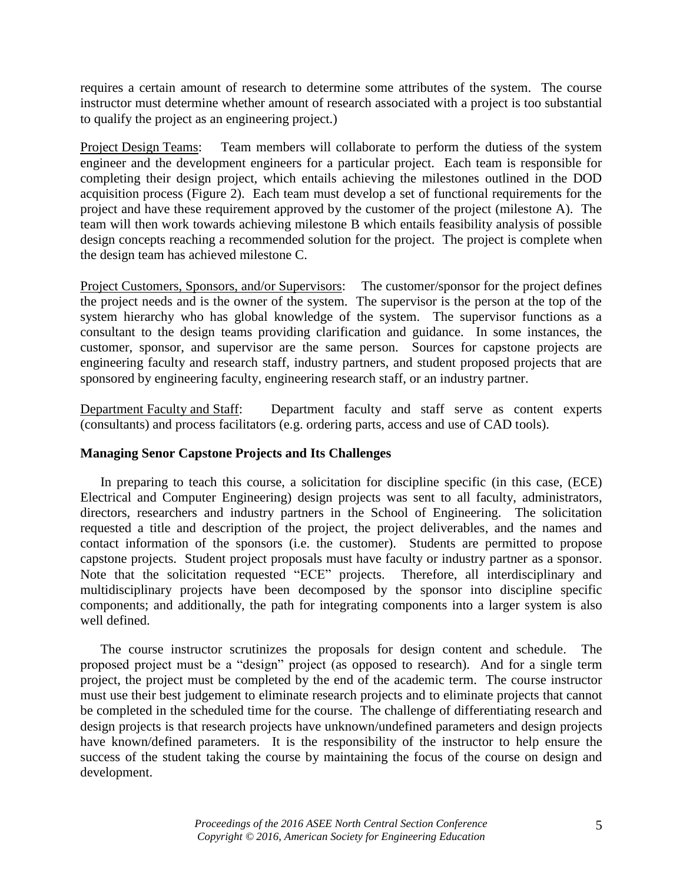requires a certain amount of research to determine some attributes of the system. The course instructor must determine whether amount of research associated with a project is too substantial to qualify the project as an engineering project.)

<u>Project Design Teams</u>: Team members will collaborate to perform the dutiess of the system engineer and the development engineers for a particular project. Each team is responsible for completing their design project, which entails achieving the milestones outlined in the DOD acquisition process (Figure 2). Each team must develop a set of functional requirements for the project and have these requirement approved by the customer of the project (milestone A). The team will then work towards achieving milestone B which entails feasibility analysis of possible design concepts reaching a recommended solution for the project. The project is complete when the design team has achieved milestone C.

<u>Project Customers, Sponsors, and/or Supervisors</u>: The customer/sponsor for the project defines the project needs and is the owner of the system. The supervisor is the person at the top of the system hierarchy who has global knowledge of the system. The supervisor functions as a consultant to the design teams providing clarification and guidance. In some instances, the customer, sponsor, and supervisor are the same person. Sources for capstone projects are engineering faculty and research staff, industry partners, and student proposed projects that are sponsored by engineering faculty, engineering research staff, or an industry partner.

<u>Department Faculty and Staff</u>: Department faculty and staff serve as content experts (consultants) and process facilitators (e.g. ordering parts, access and use of CAD tools).

**Managing Senor Capstone Projects and Its Challenges**

In preparing to teach this course, a solicitation for discipline specific (in this case, (ECE) Electrical and Computer Engineering) design projects was sent to all faculty, administrators, directors, researchers and industry partners in the School of Engineering. The solicitation requested a title and description of the project, the project deliverables, and the names and contact information of the sponsors (i.e. the customer). Students are permitted to propose capstone projects. Student project proposals must have faculty or industry partner as a sponsor. Note that the solicitation requested "ECE" projects. Therefore, all interdisciplinary and multidisciplinary projects have been decomposed by the sponsor into discipline specific components; and additionally, the path for integrating components into a larger system is also well defined.

The course instructor scrutinizes the proposals for design content and schedule. The proposed project must be a "design" project (as opposed to research). And for a single term project, the project must be completed by the end of the academic term. The course instructor must use their best judgement to eliminate research projects and to eliminate projects that cannot be completed in the scheduled time for the course. The challenge of differentiating research and design projects is that research projects have unknown/undefined parameters and design projects have known/defined parameters. It is the responsibility of the instructor to help ensure the success of the student taking the course by maintaining the focus of the course on design and development.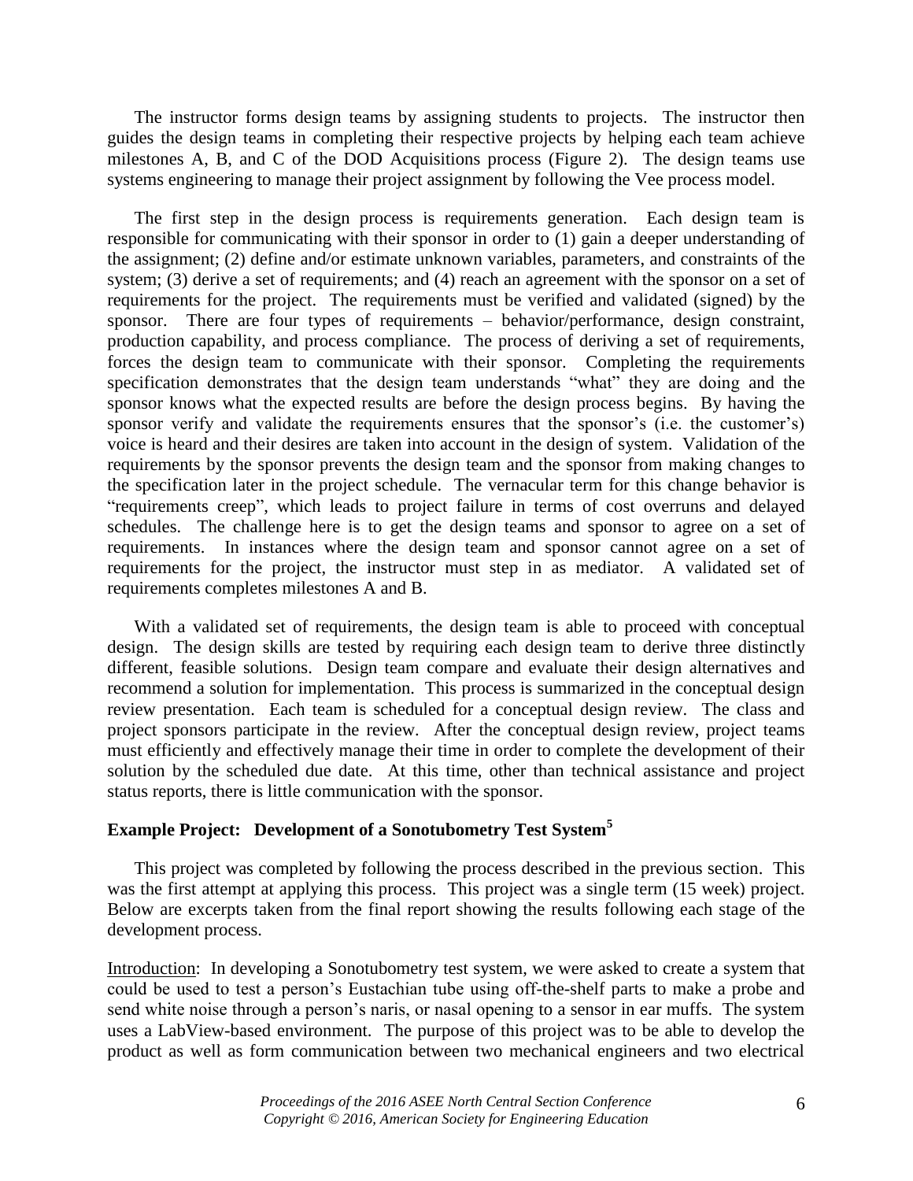The instructor forms design teams by assigning students to projects. The instructor then guides the design teams in completing their respective projects by helping each team achieve milestones A, B, and C of the DOD Acquisitions process (Figure 2). The design teams use systems engineering to manage their project assignment by following the Vee process model.

The first step in the design process is requirements generation. Each design team is responsible for communicating with their sponsor in order to (1) gain a deeper understanding of the assignment; (2) define and/or estimate unknown variables, parameters, and constraints of the system; (3) derive a set of requirements; and (4) reach an agreement with the sponsor on a set of requirements for the project. The requirements must be verified and validated (signed) by the sponsor. There are four types of requirements – behavior/performance, design constraint, production capability, and process compliance. The process of deriving a set of requirements, forces the design team to communicate with their sponsor. Completing the requirements specification demonstrates that the design team understands "what" they are doing and the sponsor knows what the expected results are before the design process begins. By having the sponsor verify and validate the requirements ensures that the sponsor's (i.e. the customer's) voice is heard and their desires are taken into account in the design of system. Validation of the requirements by the sponsor prevents the design team and the sponsor from making changes to the specification later in the project schedule. The vernacular term for this change behavior is "requirements creep", which leads to project failure in terms of cost overruns and delayed schedules. The challenge here is to get the design teams and sponsor to agree on a set of requirements. In instances where the design team and sponsor cannot agree on a set of requirements for the project, the instructor must step in as mediator. A validated set of requirements completes milestones A and B.

With a validated set of requirements, the design team is able to proceed with conceptual design. The design skills are tested by requiring each design team to derive three distinctly different, feasible solutions. Design team compare and evaluate their design alternatives and recommend a solution for implementation. This process is summarized in the conceptual design review presentation. Each team is scheduled for a conceptual design review. The class and project sponsors participate in the review. After the conceptual design review, project teams must efficiently and effectively manage their time in order to complete the development of their solution by the scheduled due date. At this time, other than technical assistance and project status reports, there is little communication with the sponsor.

## Example Project: Development of a Sonotubometry Test System[5]

This project was completed by following the process described in the previous section. This was the first attempt at applying this process. This project was a single term (15 week) project. Below are excerpts taken from the final report showing the results following each stage of the development process.

Introduction: In developing a Sonotubometry test system, we were asked to create a system that could be used to test a person's Eustachian tube using off-the-shelf parts to make a probe and send white noise through a person's naris, or nasal opening to a sensor in ear muffs. The system uses a LabView-based environment. The purpose of this project was to be able to develop the product as well as form communication between two mechanical engineers and two electrical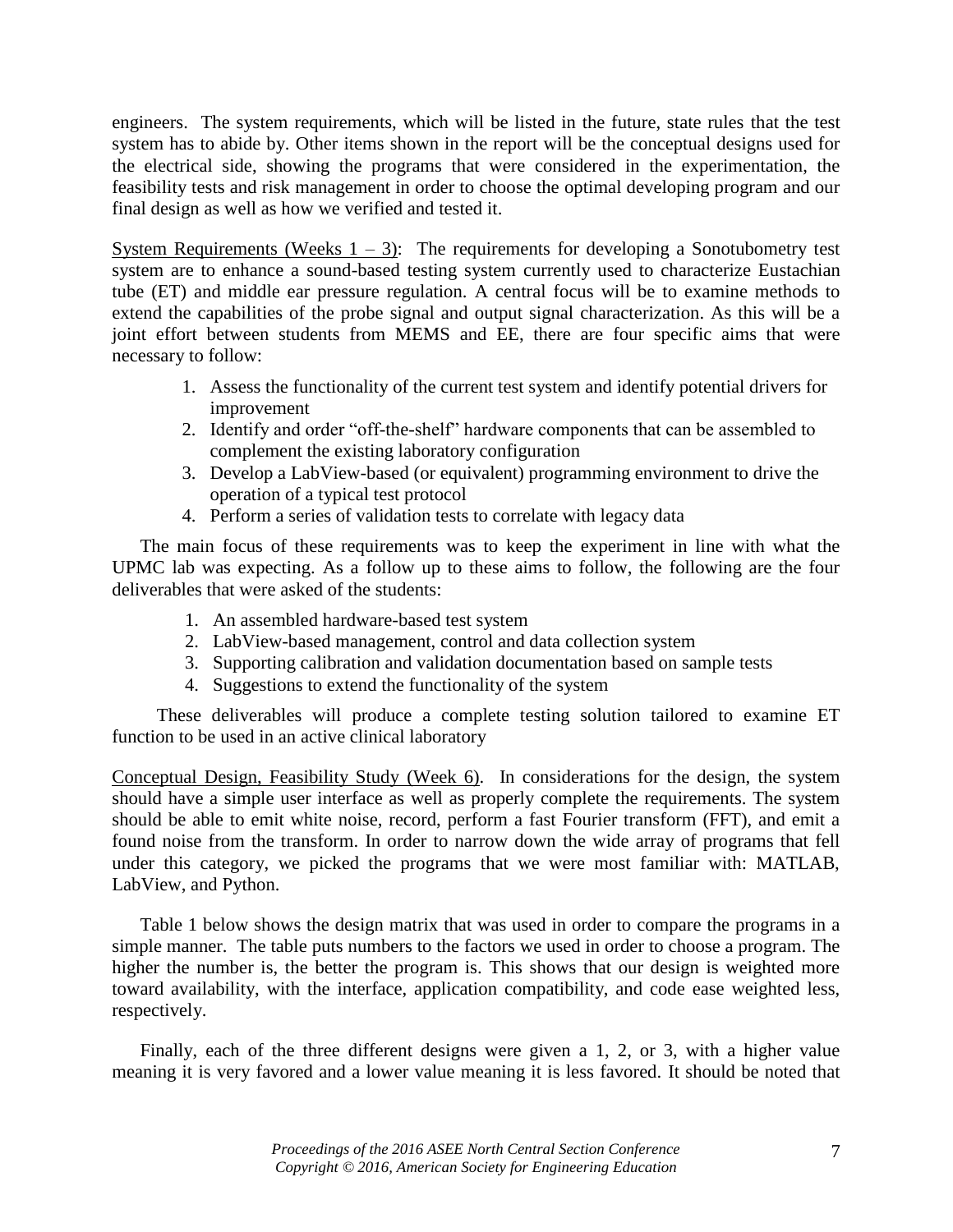engineers. The system requirements, which will be listed in the future, state rules that the test system has to abide by. Other items shown in the report will be the conceptual designs used for the electrical side, showing the programs that were considered in the experimentation, the feasibility tests and risk management in order to choose the optimal developing program and our final design as well as how we verified and tested it.

System Requirements (Weeks 1 – 3): The requirements for developing a Sonotubometry test system are to enhance a sound-based testing system currently used to characterize Eustachian tube (ET) and middle ear pressure regulation. A central focus will be to examine methods to extend the capabilities of the probe signal and output signal characterization. As this will be a joint effort between students from MEMS and EE, there are four specific aims that were necessary to follow:

1. Assess the functionality of the current test system and identify potential drivers for improvement
2. Identify and order "off-the-shelf" hardware components that can be assembled to complement the existing laboratory configuration
3. Develop a LabView-based (or equivalent) programming environment to drive the operation of a typical test protocol
4. Perform a series of validation tests to correlate with legacy data

The main focus of these requirements was to keep the experiment in line with what the UPMC lab was expecting. As a follow up to these aims to follow, the following are the four deliverables that were asked of the students:

1. An assembled hardware-based test system
2. LabView-based management, control and data collection system
3. Supporting calibration and validation documentation based on sample tests
4. Suggestions to extend the functionality of the system

These deliverables will produce a complete testing solution tailored to examine ET function to be used in an active clinical laboratory

Conceptual Design, Feasibility Study (Week 6). In considerations for the design, the system should have a simple user interface as well as properly complete the requirements. The system should be able to emit white noise, record, perform a fast Fourier transform (FFT), and emit a found noise from the transform. In order to narrow down the wide array of programs that fell under this category, we picked the programs that we were most familiar with: MATLAB, LabView, and Python.

Table 1 below shows the design matrix that was used in order to compare the programs in a simple manner. The table puts numbers to the factors we used in order to choose a program. The higher the number is, the better the program is. This shows that our design is weighted more toward availability, with the interface, application compatibility, and code ease weighted less, respectively.

Finally, each of the three different designs were given a 1, 2, or 3, with a higher value meaning it is very favored and a lower value meaning it is less favored. It should be noted that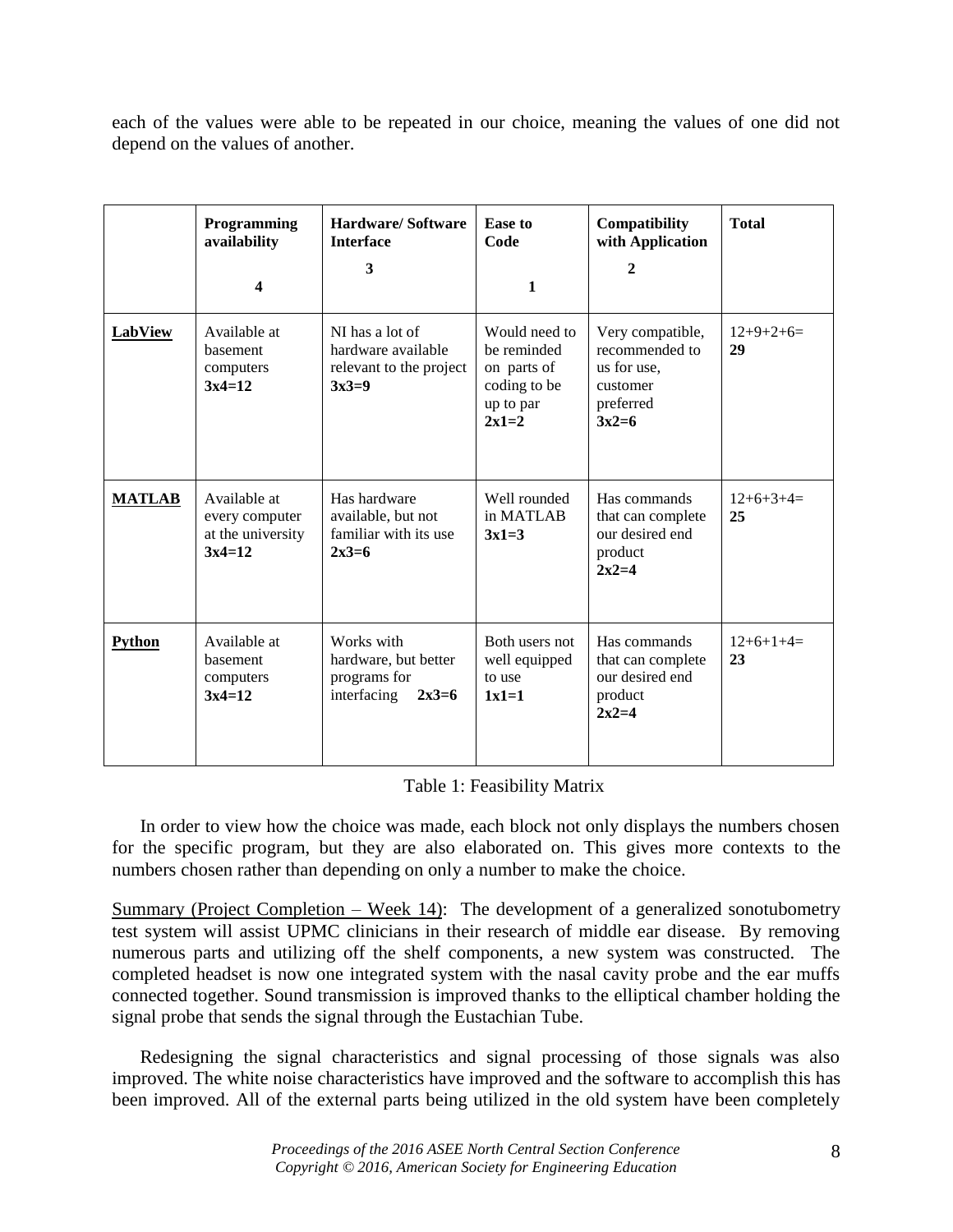each of the values were able to be repeated in our choice, meaning the values of one did not depend on the values of another.

| | **Programming availability** **4** | **Hardware/ Software Interface** **3** | **Ease to Code** **1** | **Compatibility with Application** **2** | **Total** |
|---|---|---|---|---|---|
| **LabView** | Available at basement computers **3x4=12** | NI has a lot of hardware available relevant to the project **3x3=9** | Would need to be reminded on parts of coding to be up to par **2x1=2** | Very compatible, recommended to us for use, customer preferred **3x2=6** | 12+9+2+6= **29** |
| **MATLAB** | Available at every computer at the university **3x4=12** | Has hardware available, but not familiar with its use **2x3=6** | Well rounded in MATLAB **3x1=3** | Has commands that can complete our desired end product **2x2=4** | 12+6+3+4= **25** |
| **Python** | Available at basement computers **3x4=12** | Works with hardware, but better programs for interfacing **2x3=6** | Both users not well equipped to use **1x1=1** | Has commands that can complete our desired end product **2x2=4** | 12+6+1+4= **23** |

Table 1: Feasibility Matrix

In order to view how the choice was made, each block not only displays the numbers chosen for the specific program, but they are also elaborated on. This gives more contexts to the numbers chosen rather than depending on only a number to make the choice.

Summary (Project Completion – Week 14): The development of a generalized sonotubometry test system will assist UPMC clinicians in their research of middle ear disease. By removing numerous parts and utilizing off the shelf components, a new system was constructed. The completed headset is now one integrated system with the nasal cavity probe and the ear muffs connected together. Sound transmission is improved thanks to the elliptical chamber holding the signal probe that sends the signal through the Eustachian Tube.

Redesigning the signal characteristics and signal processing of those signals was also improved. The white noise characteristics have improved and the software to accomplish this has been improved. All of the external parts being utilized in the old system have been completely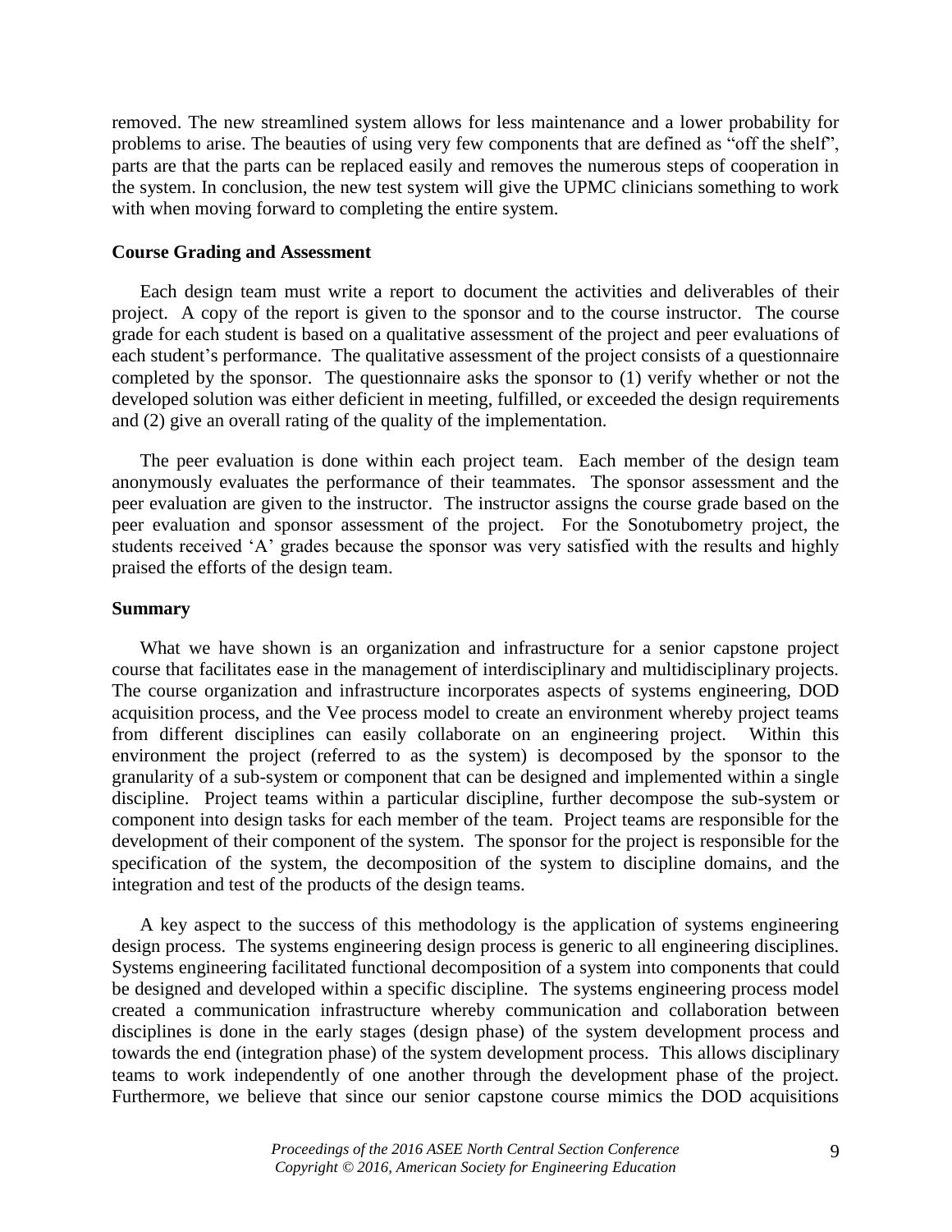removed. The new streamlined system allows for less maintenance and a lower probability for problems to arise. The beauties of using very few components that are defined as "off the shelf", parts are that the parts can be replaced easily and removes the numerous steps of cooperation in the system. In conclusion, the new test system will give the UPMC clinicians something to work with when moving forward to completing the entire system.

## Course Grading and Assessment

Each design team must write a report to document the activities and deliverables of their project. A copy of the report is given to the sponsor and to the course instructor. The course grade for each student is based on a qualitative assessment of the project and peer evaluations of each student's performance. The qualitative assessment of the project consists of a questionnaire completed by the sponsor. The questionnaire asks the sponsor to (1) verify whether or not the developed solution was either deficient in meeting, fulfilled, or exceeded the design requirements and (2) give an overall rating of the quality of the implementation.

The peer evaluation is done within each project team. Each member of the design team anonymously evaluates the performance of their teammates. The sponsor assessment and the peer evaluation are given to the instructor. The instructor assigns the course grade based on the peer evaluation and sponsor assessment of the project. For the Sonotubometry project, the students received 'A' grades because the sponsor was very satisfied with the results and highly praised the efforts of the design team.

## Summary

What we have shown is an organization and infrastructure for a senior capstone project course that facilitates ease in the management of interdisciplinary and multidisciplinary projects. The course organization and infrastructure incorporates aspects of systems engineering, DOD acquisition process, and the Vee process model to create an environment whereby project teams from different disciplines can easily collaborate on an engineering project. Within this environment the project (referred to as the system) is decomposed by the sponsor to the granularity of a sub-system or component that can be designed and implemented within a single discipline. Project teams within a particular discipline, further decompose the sub-system or component into design tasks for each member of the team. Project teams are responsible for the development of their component of the system. The sponsor for the project is responsible for the specification of the system, the decomposition of the system to discipline domains, and the integration and test of the products of the design teams.

A key aspect to the success of this methodology is the application of systems engineering design process. The systems engineering design process is generic to all engineering disciplines. Systems engineering facilitated functional decomposition of a system into components that could be designed and developed within a specific discipline. The systems engineering process model created a communication infrastructure whereby communication and collaboration between disciplines is done in the early stages (design phase) of the system development process and towards the end (integration phase) of the system development process. This allows disciplinary teams to work independently of one another through the development phase of the project. Furthermore, we believe that since our senior capstone course mimics the DOD acquisitions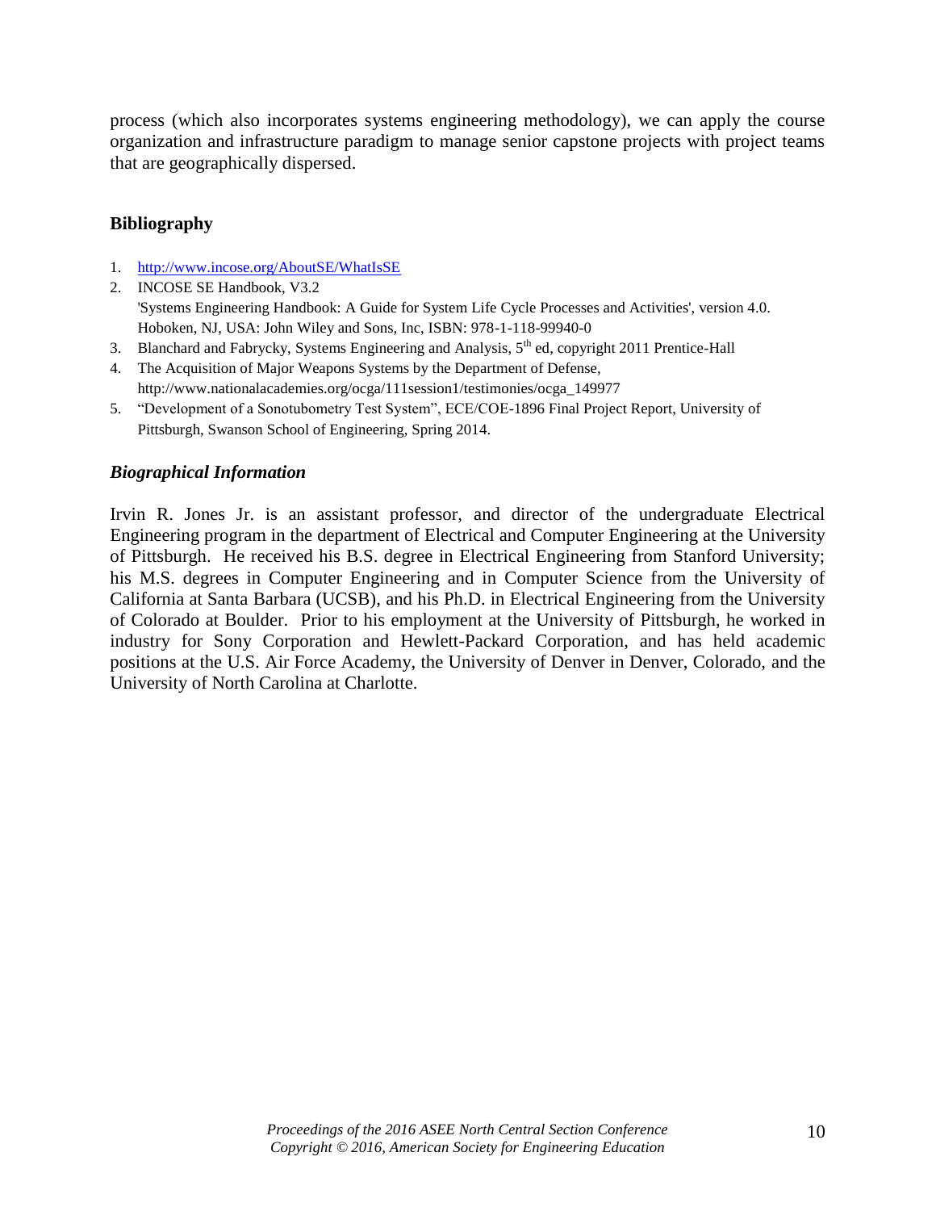process (which also incorporates systems engineering methodology), we can apply the course organization and infrastructure paradigm to manage senior capstone projects with project teams that are geographically dispersed.

## Bibliography

1. http://www.incose.org/AboutSE/WhatIsSE
2. INCOSE SE Handbook, V3.2
   'Systems Engineering Handbook: A Guide for System Life Cycle Processes and Activities', version 4.0. Hoboken, NJ, USA: John Wiley and Sons, Inc, ISBN: 978-1-118-99940-0
3. Blanchard and Fabrycky, Systems Engineering and Analysis, 5th ed, copyright 2011 Prentice-Hall
4. The Acquisition of Major Weapons Systems by the Department of Defense, http://www.nationalacademies.org/ocga/111session1/testimonies/ocga_149977
5. "Development of a Sonotubometry Test System", ECE/COE-1896 Final Project Report, University of Pittsburgh, Swanson School of Engineering, Spring 2014.

### *Biographical Information*

Irvin R. Jones Jr. is an assistant professor, and director of the undergraduate Electrical Engineering program in the department of Electrical and Computer Engineering at the University of Pittsburgh. He received his B.S. degree in Electrical Engineering from Stanford University; his M.S. degrees in Computer Engineering and in Computer Science from the University of California at Santa Barbara (UCSB), and his Ph.D. in Electrical Engineering from the University of Colorado at Boulder. Prior to his employment at the University of Pittsburgh, he worked in industry for Sony Corporation and Hewlett-Packard Corporation, and has held academic positions at the U.S. Air Force Academy, the University of Denver in Denver, Colorado, and the University of North Carolina at Charlotte.